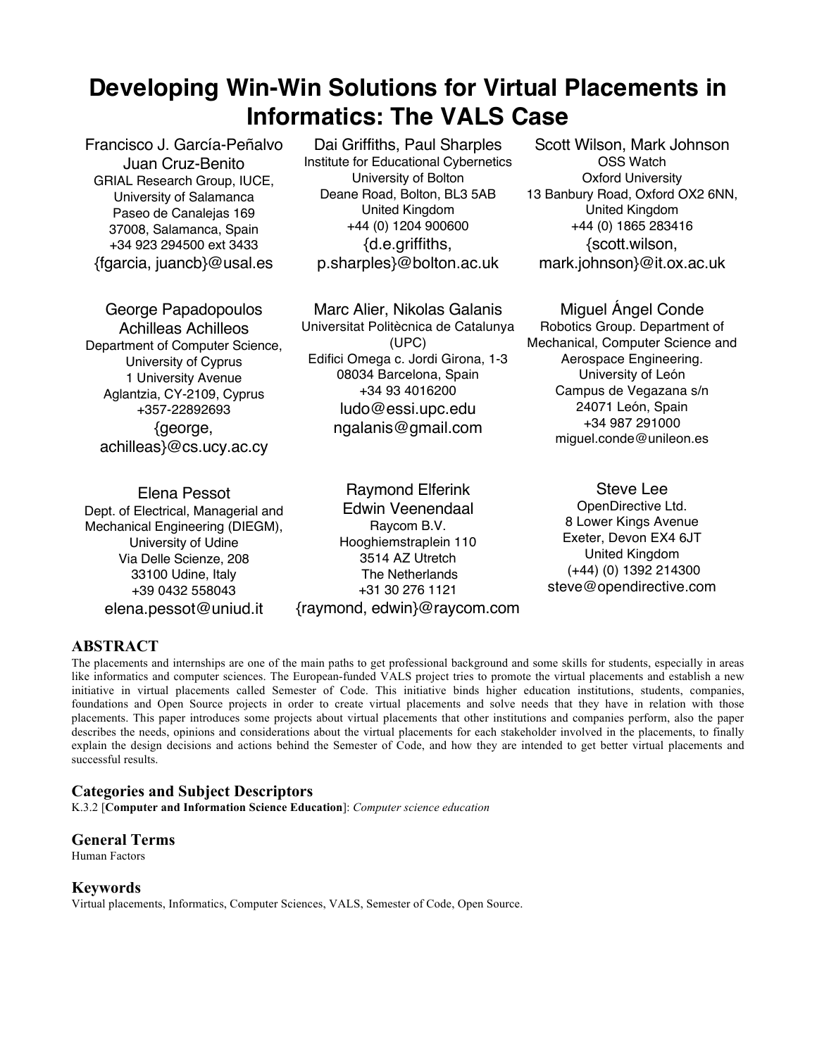# Developing Win-Win Solutions for Virtual Placements in Informatics: The VALS Case

Francisco J. García-Peñalvo
Juan Cruz-Benito
GRIAL Research Group, IUCE,
University of Salamanca
Paseo de Canalejas 169
37008, Salamanca, Spain
+34 923 294500 ext 3433
{fgarcia, juancb}@usal.es

Dai Griffiths, Paul Sharples
Institute for Educational Cybernetics
University of Bolton
Deane Road, Bolton, BL3 5AB
United Kingdom
+44 (0) 1204 900600
{d.e.griffiths, p.sharples}@bolton.ac.uk

Scott Wilson, Mark Johnson
OSS Watch
Oxford University
13 Banbury Road, Oxford OX2 6NN,
United Kingdom
+44 (0) 1865 283416
{scott.wilson, mark.johnson}@it.ox.ac.uk

George Papadopoulos
Achilleas Achilleos
Department of Computer Science,
University of Cyprus
1 University Avenue
Aglantzia, CY-2109, Cyprus
+357-22892693
{george, achilleas}@cs.ucy.ac.cy

Marc Alier, Nikolas Galanis
Universitat Politècnica de Catalunya (UPC)
Edifici Omega c. Jordi Girona, 1-3
08034 Barcelona, Spain
+34 93 4016200
ludo@essi.upc.edu
ngalanis@gmail.com

Miguel Ángel Conde
Robotics Group. Department of Mechanical, Computer Science and Aerospace Engineering.
University of León
Campus de Vegazana s/n
24071 León, Spain
+34 987 291000
miguel.conde@unileon.es

Elena Pessot
Dept. of Electrical, Managerial and Mechanical Engineering (DIEGM),
University of Udine
Via Delle Scienze, 208
33100 Udine, Italy
+39 0432 558043
elena.pessot@uniud.it

Raymond Elferink
Edwin Veenendaal
Raycom B.V.
Hooghiemstraplein 110
3514 AZ Utretch
The Netherlands
+31 30 276 1121
{raymond, edwin}@raycom.com

Steve Lee
OpenDirective Ltd.
8 Lower Kings Avenue
Exeter, Devon EX4 6JT
United Kingdom
(+44) (0) 1392 214300
steve@opendirective.com

## ABSTRACT

The placements and internships are one of the main paths to get professional background and some skills for students, especially in areas like informatics and computer sciences. The European-funded VALS project tries to promote the virtual placements and establish a new initiative in virtual placements called Semester of Code. This initiative binds higher education institutions, students, companies, foundations and Open Source projects in order to create virtual placements and solve needs that they have in relation with those placements. This paper introduces some projects about virtual placements that other institutions and companies perform, also the paper describes the needs, opinions and considerations about the virtual placements for each stakeholder involved in the placements, to finally explain the design decisions and actions behind the Semester of Code, and how they are intended to get better virtual placements and successful results.

## Categories and Subject Descriptors

K.3.2 [**Computer and Information Science Education**]: *Computer science education*

## General Terms

Human Factors

## Keywords

Virtual placements, Informatics, Computer Sciences, VALS, Semester of Code, Open Source.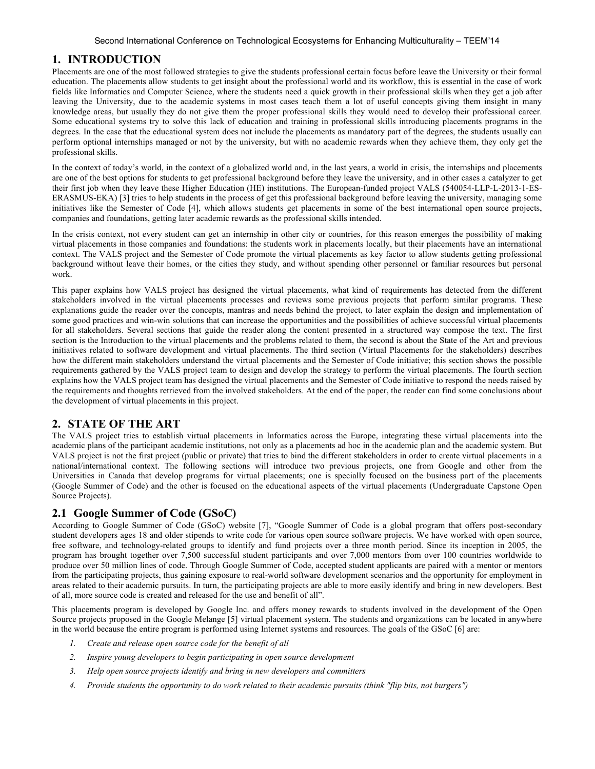## 1. INTRODUCTION

Placements are one of the most followed strategies to give the students professional certain focus before leave the University or their formal education. The placements allow students to get insight about the professional world and its workflow, this is essential in the case of work fields like Informatics and Computer Science, where the students need a quick growth in their professional skills when they get a job after leaving the University, due to the academic systems in most cases teach them a lot of useful concepts giving them insight in many knowledge areas, but usually they do not give them the proper professional skills they would need to develop their professional career. Some educational systems try to solve this lack of education and training in professional skills introducing placements programs in the degrees. In the case that the educational system does not include the placements as mandatory part of the degrees, the students usually can perform optional internships managed or not by the university, but with no academic rewards when they achieve them, they only get the professional skills.

In the context of today's world, in the context of a globalized world and, in the last years, a world in crisis, the internships and placements are one of the best options for students to get professional background before they leave the university, and in other cases a catalyzer to get their first job when they leave these Higher Education (HE) institutions. The European-funded project VALS (540054-LLP-L-2013-1-ES-ERASMUS-EKA) [3] tries to help students in the process of get this professional background before leaving the university, managing some initiatives like the Semester of Code [4], which allows students get placements in some of the best international open source projects, companies and foundations, getting later academic rewards as the professional skills intended.

In the crisis context, not every student can get an internship in other city or countries, for this reason emerges the possibility of making virtual placements in those companies and foundations: the students work in placements locally, but their placements have an international context. The VALS project and the Semester of Code promote the virtual placements as key factor to allow students getting professional background without leave their homes, or the cities they study, and without spending other personnel or familiar resources but personal work.

This paper explains how VALS project has designed the virtual placements, what kind of requirements has detected from the different stakeholders involved in the virtual placements processes and reviews some previous projects that perform similar programs. These explanations guide the reader over the concepts, mantras and needs behind the project, to later explain the design and implementation of some good practices and win-win solutions that can increase the opportunities and the possibilities of achieve successful virtual placements for all stakeholders. Several sections that guide the reader along the content presented in a structured way compose the text. The first section is the Introduction to the virtual placements and the problems related to them, the second is about the State of the Art and previous initiatives related to software development and virtual placements. The third section (Virtual Placements for the stakeholders) describes how the different main stakeholders understand the virtual placements and the Semester of Code initiative; this section shows the possible requirements gathered by the VALS project team to design and develop the strategy to perform the virtual placements. The fourth section explains how the VALS project team has designed the virtual placements and the Semester of Code initiative to respond the needs raised by the requirements and thoughts retrieved from the involved stakeholders. At the end of the paper, the reader can find some conclusions about the development of virtual placements in this project.

## 2. STATE OF THE ART

The VALS project tries to establish virtual placements in Informatics across the Europe, integrating these virtual placements into the academic plans of the participant academic institutions, not only as a placements ad hoc in the academic plan and the academic system. But VALS project is not the first project (public or private) that tries to bind the different stakeholders in order to create virtual placements in a national/international context. The following sections will introduce two previous projects, one from Google and other from the Universities in Canada that develop programs for virtual placements; one is specially focused on the business part of the placements (Google Summer of Code) and the other is focused on the educational aspects of the virtual placements (Undergraduate Capstone Open Source Projects).

### 2.1 Google Summer of Code (GSoC)

According to Google Summer of Code (GSoC) website [7], "Google Summer of Code is a global program that offers post-secondary student developers ages 18 and older stipends to write code for various open source software projects. We have worked with open source, free software, and technology-related groups to identify and fund projects over a three month period. Since its inception in 2005, the program has brought together over 7,500 successful student participants and over 7,000 mentors from over 100 countries worldwide to produce over 50 million lines of code. Through Google Summer of Code, accepted student applicants are paired with a mentor or mentors from the participating projects, thus gaining exposure to real-world software development scenarios and the opportunity for employment in areas related to their academic pursuits. In turn, the participating projects are able to more easily identify and bring in new developers. Best of all, more source code is created and released for the use and benefit of all".

This placements program is developed by Google Inc. and offers money rewards to students involved in the development of the Open Source projects proposed in the Google Melange [5] virtual placement system. The students and organizations can be located in anywhere in the world because the entire program is performed using Internet systems and resources. The goals of the GSoC [6] are:

1. *Create and release open source code for the benefit of all*
2. *Inspire young developers to begin participating in open source development*
3. *Help open source projects identify and bring in new developers and committers*
4. *Provide students the opportunity to do work related to their academic pursuits (think "flip bits, not burgers")*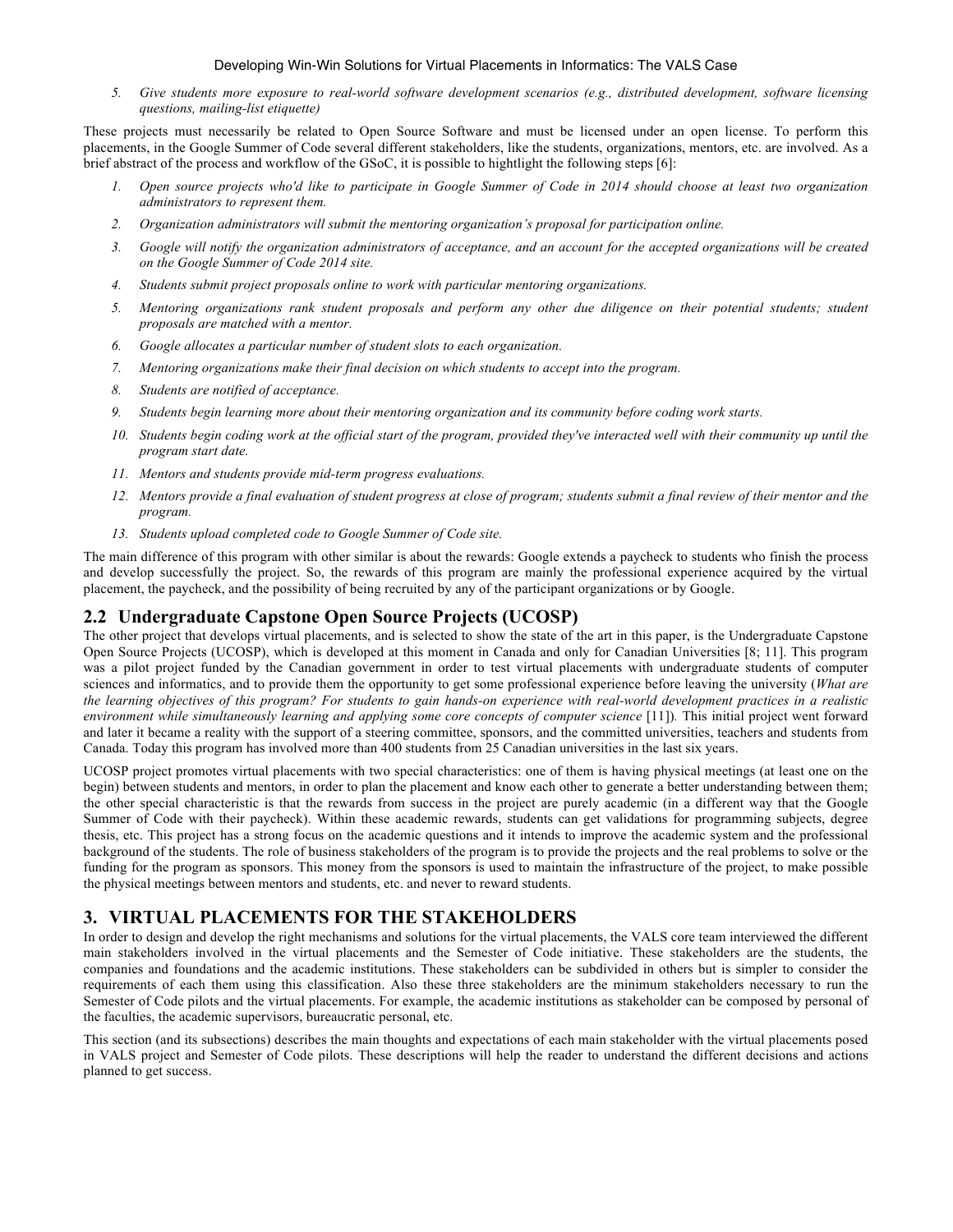5. *Give students more exposure to real-world software development scenarios (e.g., distributed development, software licensing questions, mailing-list etiquette)*

These projects must necessarily be related to Open Source Software and must be licensed under an open license. To perform this placements, in the Google Summer of Code several different stakeholders, like the students, organizations, mentors, etc. are involved. As a brief abstract of the process and workflow of the GSoC, it is possible to hightlight the following steps [6]:

1. *Open source projects who'd like to participate in Google Summer of Code in 2014 should choose at least two organization administrators to represent them.*
2. *Organization administrators will submit the mentoring organization's proposal for participation online.*
3. *Google will notify the organization administrators of acceptance, and an account for the accepted organizations will be created on the Google Summer of Code 2014 site.*
4. *Students submit project proposals online to work with particular mentoring organizations.*
5. *Mentoring organizations rank student proposals and perform any other due diligence on their potential students; student proposals are matched with a mentor.*
6. *Google allocates a particular number of student slots to each organization.*
7. *Mentoring organizations make their final decision on which students to accept into the program.*
8. *Students are notified of acceptance.*
9. *Students begin learning more about their mentoring organization and its community before coding work starts.*
10. *Students begin coding work at the official start of the program, provided they've interacted well with their community up until the program start date.*
11. *Mentors and students provide mid-term progress evaluations.*
12. *Mentors provide a final evaluation of student progress at close of program; students submit a final review of their mentor and the program.*
13. *Students upload completed code to Google Summer of Code site.*

The main difference of this program with other similar is about the rewards: Google extends a paycheck to students who finish the process and develop successfully the project. So, the rewards of this program are mainly the professional experience acquired by the virtual placement, the paycheck, and the possibility of being recruited by any of the participant organizations or by Google.

## 2.2 Undergraduate Capstone Open Source Projects (UCOSP)

The other project that develops virtual placements, and is selected to show the state of the art in this paper, is the Undergraduate Capstone Open Source Projects (UCOSP), which is developed at this moment in Canada and only for Canadian Universities [8; 11]. This program was a pilot project funded by the Canadian government in order to test virtual placements with undergraduate students of computer sciences and informatics, and to provide them the opportunity to get some professional experience before leaving the university (*What are the learning objectives of this program? For students to gain hands-on experience with real-world development practices in a realistic environment while simultaneously learning and applying some core concepts of computer science* [11]). This initial project went forward and later it became a reality with the support of a steering committee, sponsors, and the committed universities, teachers and students from Canada. Today this program has involved more than 400 students from 25 Canadian universities in the last six years.

UCOSP project promotes virtual placements with two special characteristics: one of them is having physical meetings (at least one on the begin) between students and mentors, in order to plan the placement and know each other to generate a better understanding between them; the other special characteristic is that the rewards from success in the project are purely academic (in a different way that the Google Summer of Code with their paycheck). Within these academic rewards, students can get validations for programming subjects, degree thesis, etc. This project has a strong focus on the academic questions and it intends to improve the academic system and the professional background of the students. The role of business stakeholders of the program is to provide the projects and the real problems to solve or the funding for the program as sponsors. This money from the sponsors is used to maintain the infrastructure of the project, to make possible the physical meetings between mentors and students, etc. and never to reward students.

# 3. VIRTUAL PLACEMENTS FOR THE STAKEHOLDERS

In order to design and develop the right mechanisms and solutions for the virtual placements, the VALS core team interviewed the different main stakeholders involved in the virtual placements and the Semester of Code initiative. These stakeholders are the students, the companies and foundations and the academic institutions. These stakeholders can be subdivided in others but is simpler to consider the requirements of each them using this classification. Also these three stakeholders are the minimum stakeholders necessary to run the Semester of Code pilots and the virtual placements. For example, the academic institutions as stakeholder can be composed by personal of the faculties, the academic supervisors, bureaucratic personal, etc.

This section (and its subsections) describes the main thoughts and expectations of each main stakeholder with the virtual placements posed in VALS project and Semester of Code pilots. These descriptions will help the reader to understand the different decisions and actions planned to get success.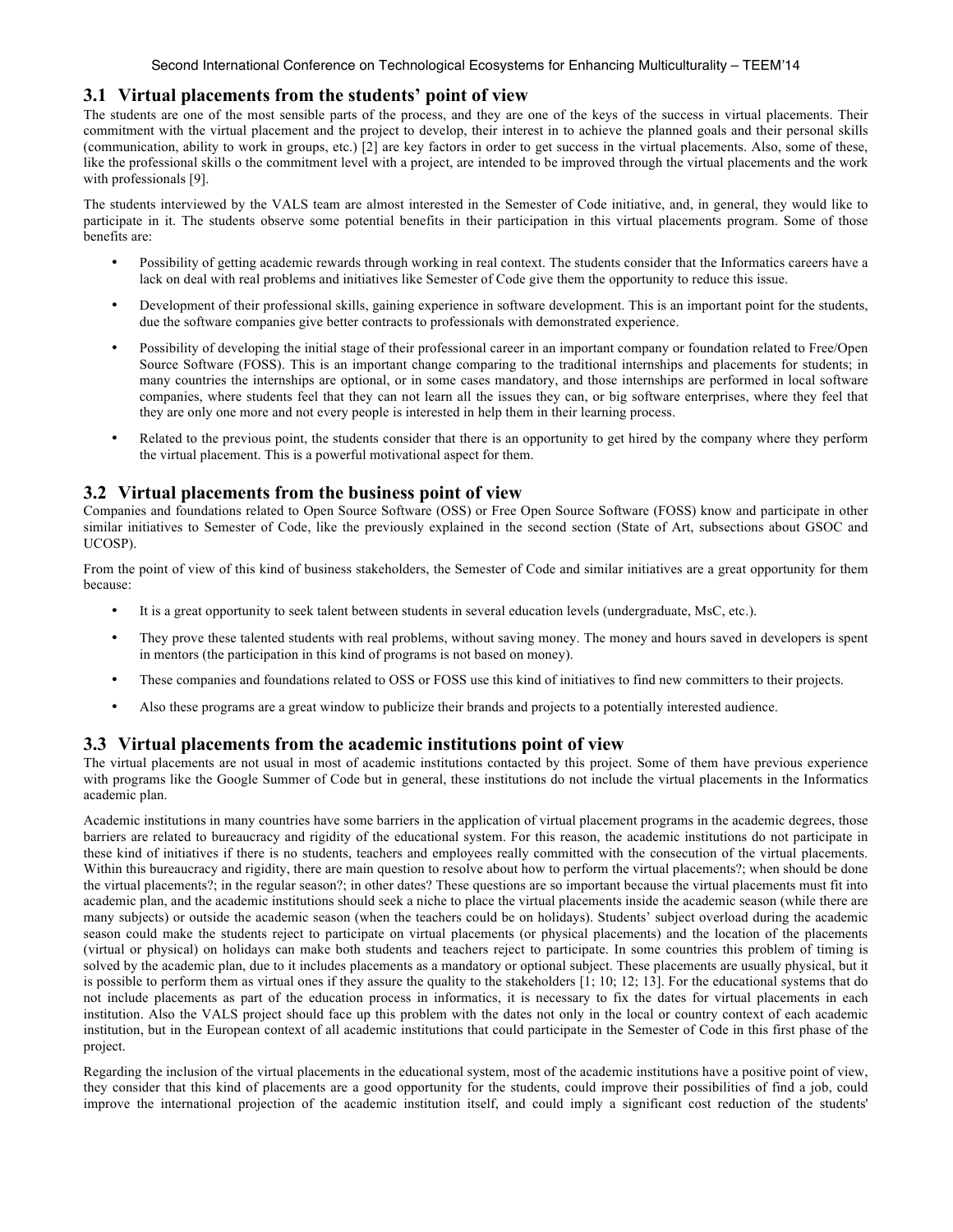### 3.1 Virtual placements from the students' point of view

The students are one of the most sensible parts of the process, and they are one of the keys of the success in virtual placements. Their commitment with the virtual placement and the project to develop, their interest in to achieve the planned goals and their personal skills (communication, ability to work in groups, etc.) [2] are key factors in order to get success in the virtual placements. Also, some of these, like the professional skills o the commitment level with a project, are intended to be improved through the virtual placements and the work with professionals [9].

The students interviewed by the VALS team are almost interested in the Semester of Code initiative, and, in general, they would like to participate in it. The students observe some potential benefits in their participation in this virtual placements program. Some of those benefits are:

- Possibility of getting academic rewards through working in real context. The students consider that the Informatics careers have a lack on deal with real problems and initiatives like Semester of Code give them the opportunity to reduce this issue.
- Development of their professional skills, gaining experience in software development. This is an important point for the students, due the software companies give better contracts to professionals with demonstrated experience.
- Possibility of developing the initial stage of their professional career in an important company or foundation related to Free/Open Source Software (FOSS). This is an important change comparing to the traditional internships and placements for students; in many countries the internships are optional, or in some cases mandatory, and those internships are performed in local software companies, where students feel that they can not learn all the issues they can, or big software enterprises, where they feel that they are only one more and not every people is interested in help them in their learning process.
- Related to the previous point, the students consider that there is an opportunity to get hired by the company where they perform the virtual placement. This is a powerful motivational aspect for them.

### 3.2 Virtual placements from the business point of view

Companies and foundations related to Open Source Software (OSS) or Free Open Source Software (FOSS) know and participate in other similar initiatives to Semester of Code, like the previously explained in the second section (State of Art, subsections about GSOC and UCOSP).

From the point of view of this kind of business stakeholders, the Semester of Code and similar initiatives are a great opportunity for them because:

- It is a great opportunity to seek talent between students in several education levels (undergraduate, MsC, etc.).
- They prove these talented students with real problems, without saving money. The money and hours saved in developers is spent in mentors (the participation in this kind of programs is not based on money).
- These companies and foundations related to OSS or FOSS use this kind of initiatives to find new committers to their projects.
- Also these programs are a great window to publicize their brands and projects to a potentially interested audience.

### 3.3 Virtual placements from the academic institutions point of view

The virtual placements are not usual in most of academic institutions contacted by this project. Some of them have previous experience with programs like the Google Summer of Code but in general, these institutions do not include the virtual placements in the Informatics academic plan.

Academic institutions in many countries have some barriers in the application of virtual placement programs in the academic degrees, those barriers are related to bureaucracy and rigidity of the educational system. For this reason, the academic institutions do not participate in these kind of initiatives if there is no students, teachers and employees really committed with the consecution of the virtual placements. Within this bureaucracy and rigidity, there are main question to resolve about how to perform the virtual placements?; when should be done the virtual placements?; in the regular season?; in other dates? These questions are so important because the virtual placements must fit into academic plan, and the academic institutions should seek a niche to place the virtual placements inside the academic season (while there are many subjects) or outside the academic season (when the teachers could be on holidays). Students' subject overload during the academic season could make the students reject to participate on virtual placements (or physical placements) and the location of the placements (virtual or physical) on holidays can make both students and teachers reject to participate. In some countries this problem of timing is solved by the academic plan, due to it includes placements as a mandatory or optional subject. These placements are usually physical, but it is possible to perform them as virtual ones if they assure the quality to the stakeholders [1; 10; 12; 13]. For the educational systems that do not include placements as part of the education process in informatics, it is necessary to fix the dates for virtual placements in each institution. Also the VALS project should face up this problem with the dates not only in the local or country context of each academic institution, but in the European context of all academic institutions that could participate in the Semester of Code in this first phase of the project.

Regarding the inclusion of the virtual placements in the educational system, most of the academic institutions have a positive point of view, they consider that this kind of placements are a good opportunity for the students, could improve their possibilities of find a job, could improve the international projection of the academic institution itself, and could imply a significant cost reduction of the students'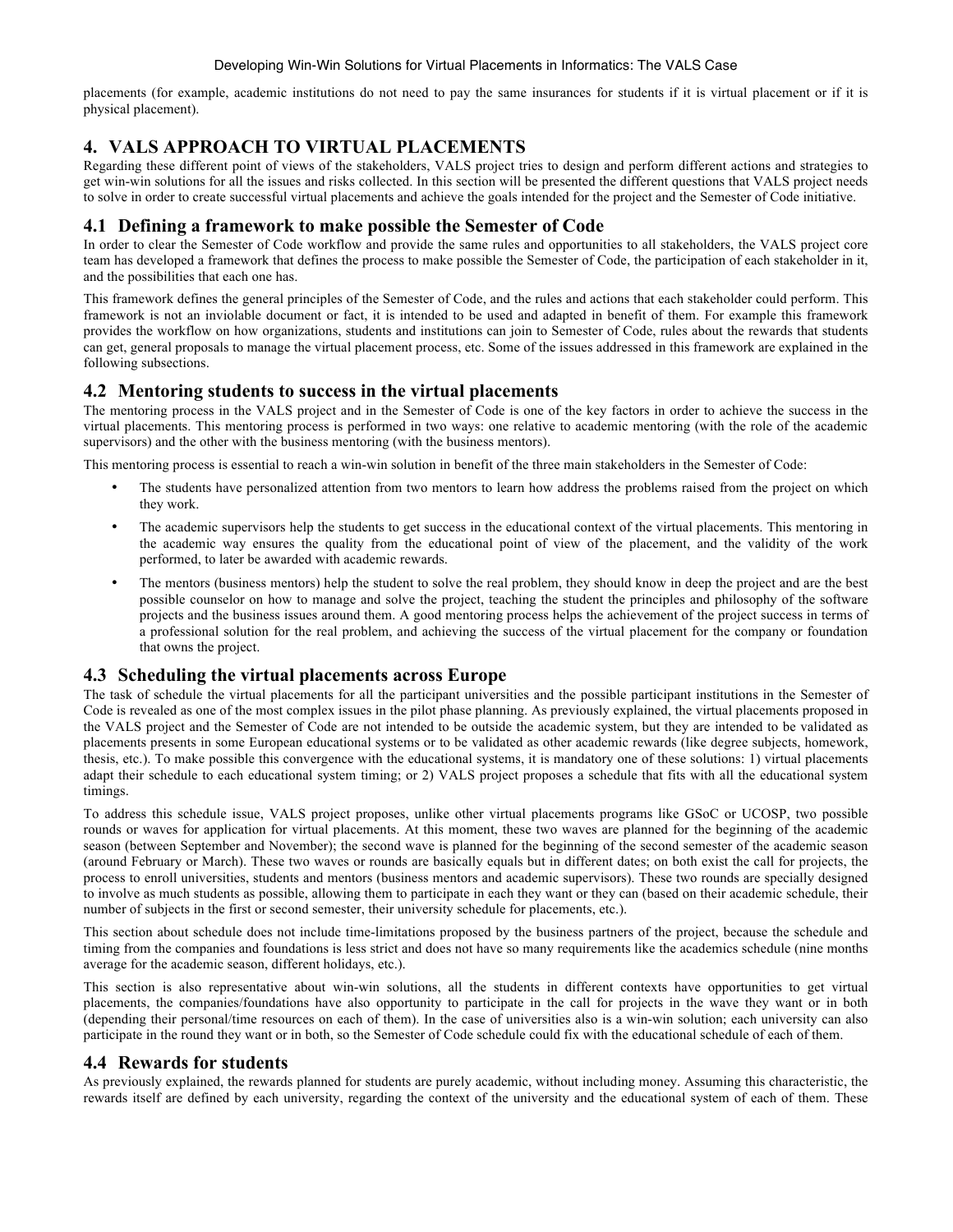placements (for example, academic institutions do not need to pay the same insurances for students if it is virtual placement or if it is physical placement).

# 4. VALS APPROACH TO VIRTUAL PLACEMENTS

Regarding these different point of views of the stakeholders, VALS project tries to design and perform different actions and strategies to get win-win solutions for all the issues and risks collected. In this section will be presented the different questions that VALS project needs to solve in order to create successful virtual placements and achieve the goals intended for the project and the Semester of Code initiative.

## 4.1 Defining a framework to make possible the Semester of Code

In order to clear the Semester of Code workflow and provide the same rules and opportunities to all stakeholders, the VALS project core team has developed a framework that defines the process to make possible the Semester of Code, the participation of each stakeholder in it, and the possibilities that each one has.

This framework defines the general principles of the Semester of Code, and the rules and actions that each stakeholder could perform. This framework is not an inviolable document or fact, it is intended to be used and adapted in benefit of them. For example this framework provides the workflow on how organizations, students and institutions can join to Semester of Code, rules about the rewards that students can get, general proposals to manage the virtual placement process, etc. Some of the issues addressed in this framework are explained in the following subsections.

## 4.2 Mentoring students to success in the virtual placements

The mentoring process in the VALS project and in the Semester of Code is one of the key factors in order to achieve the success in the virtual placements. This mentoring process is performed in two ways: one relative to academic mentoring (with the role of the academic supervisors) and the other with the business mentoring (with the business mentors).

This mentoring process is essential to reach a win-win solution in benefit of the three main stakeholders in the Semester of Code:

- The students have personalized attention from two mentors to learn how address the problems raised from the project on which they work.
- The academic supervisors help the students to get success in the educational context of the virtual placements. This mentoring in the academic way ensures the quality from the educational point of view of the placement, and the validity of the work performed, to later be awarded with academic rewards.
- The mentors (business mentors) help the student to solve the real problem, they should know in deep the project and are the best possible counselor on how to manage and solve the project, teaching the student the principles and philosophy of the software projects and the business issues around them. A good mentoring process helps the achievement of the project success in terms of a professional solution for the real problem, and achieving the success of the virtual placement for the company or foundation that owns the project.

## 4.3 Scheduling the virtual placements across Europe

The task of schedule the virtual placements for all the participant universities and the possible participant institutions in the Semester of Code is revealed as one of the most complex issues in the pilot phase planning. As previously explained, the virtual placements proposed in the VALS project and the Semester of Code are not intended to be outside the academic system, but they are intended to be validated as placements presents in some European educational systems or to be validated as other academic rewards (like degree subjects, homework, thesis, etc.). To make possible this convergence with the educational systems, it is mandatory one of these solutions: 1) virtual placements adapt their schedule to each educational system timing; or 2) VALS project proposes a schedule that fits with all the educational system timings.

To address this schedule issue, VALS project proposes, unlike other virtual placements programs like GSoC or UCOSP, two possible rounds or waves for application for virtual placements. At this moment, these two waves are planned for the beginning of the academic season (between September and November); the second wave is planned for the beginning of the second semester of the academic season (around February or March). These two waves or rounds are basically equals but in different dates; on both exist the call for projects, the process to enroll universities, students and mentors (business mentors and academic supervisors). These two rounds are specially designed to involve as much students as possible, allowing them to participate in each they want or they can (based on their academic schedule, their number of subjects in the first or second semester, their university schedule for placements, etc.).

This section about schedule does not include time-limitations proposed by the business partners of the project, because the schedule and timing from the companies and foundations is less strict and does not have so many requirements like the academics schedule (nine months average for the academic season, different holidays, etc.).

This section is also representative about win-win solutions, all the students in different contexts have opportunities to get virtual placements, the companies/foundations have also opportunity to participate in the call for projects in the wave they want or in both (depending their personal/time resources on each of them). In the case of universities also is a win-win solution; each university can also participate in the round they want or in both, so the Semester of Code schedule could fix with the educational schedule of each of them.

## 4.4 Rewards for students

As previously explained, the rewards planned for students are purely academic, without including money. Assuming this characteristic, the rewards itself are defined by each university, regarding the context of the university and the educational system of each of them. These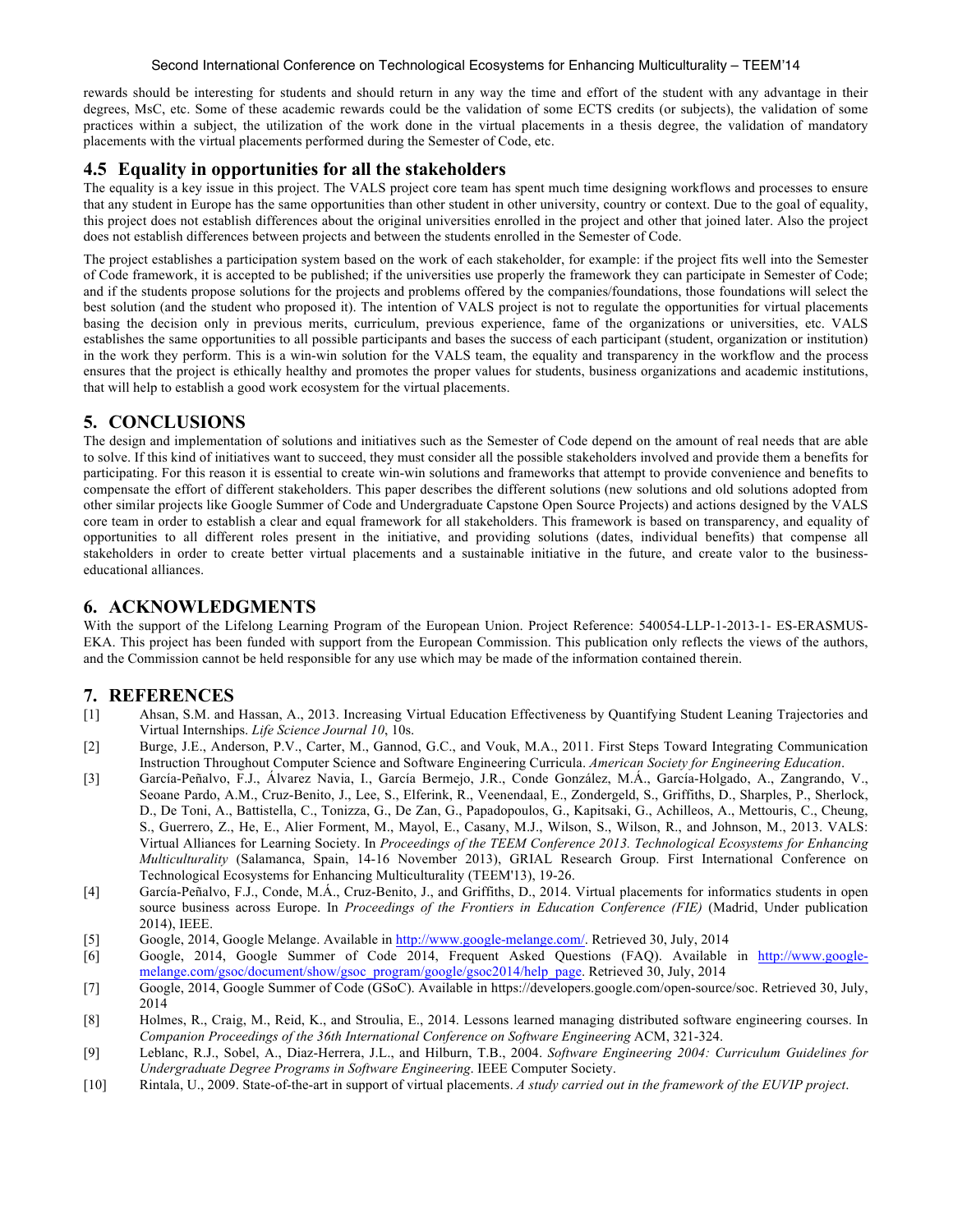rewards should be interesting for students and should return in any way the time and effort of the student with any advantage in their degrees, MsC, etc. Some of these academic rewards could be the validation of some ECTS credits (or subjects), the validation of some practices within a subject, the utilization of the work done in the virtual placements in a thesis degree, the validation of mandatory placements with the virtual placements performed during the Semester of Code, etc.

### 4.5 Equality in opportunities for all the stakeholders

The equality is a key issue in this project. The VALS project core team has spent much time designing workflows and processes to ensure that any student in Europe has the same opportunities than other student in other university, country or context. Due to the goal of equality, this project does not establish differences about the original universities enrolled in the project and other that joined later. Also the project does not establish differences between projects and between the students enrolled in the Semester of Code.

The project establishes a participation system based on the work of each stakeholder, for example: if the project fits well into the Semester of Code framework, it is accepted to be published; if the universities use properly the framework they can participate in Semester of Code; and if the students propose solutions for the projects and problems offered by the companies/foundations, those foundations will select the best solution (and the student who proposed it). The intention of VALS project is not to regulate the opportunities for virtual placements basing the decision only in previous merits, curriculum, previous experience, fame of the organizations or universities, etc. VALS establishes the same opportunities to all possible participants and bases the success of each participant (student, organization or institution) in the work they perform. This is a win-win solution for the VALS team, the equality and transparency in the workflow and the process ensures that the project is ethically healthy and promotes the proper values for students, business organizations and academic institutions, that will help to establish a good work ecosystem for the virtual placements.

## 5. CONCLUSIONS

The design and implementation of solutions and initiatives such as the Semester of Code depend on the amount of real needs that are able to solve. If this kind of initiatives want to succeed, they must consider all the possible stakeholders involved and provide them a benefits for participating. For this reason it is essential to create win-win solutions and frameworks that attempt to provide convenience and benefits to compensate the effort of different stakeholders. This paper describes the different solutions (new solutions and old solutions adopted from other similar projects like Google Summer of Code and Undergraduate Capstone Open Source Projects) and actions designed by the VALS core team in order to establish a clear and equal framework for all stakeholders. This framework is based on transparency, and equality of opportunities to all different roles present in the initiative, and providing solutions (dates, individual benefits) that compense all stakeholders in order to create better virtual placements and a sustainable initiative in the future, and create valor to the business-educational alliances.

## 6. ACKNOWLEDGMENTS

With the support of the Lifelong Learning Program of the European Union. Project Reference: 540054-LLP-1-2013-1- ES-ERASMUS-EKA. This project has been funded with support from the European Commission. This publication only reflects the views of the authors, and the Commission cannot be held responsible for any use which may be made of the information contained therein.

## 7. REFERENCES

[1] Ahsan, S.M. and Hassan, A., 2013. Increasing Virtual Education Effectiveness by Quantifying Student Leaning Trajectories and Virtual Internships. *Life Science Journal 10*, 10s.

[2] Burge, J.E., Anderson, P.V., Carter, M., Gannod, G.C., and Vouk, M.A., 2011. First Steps Toward Integrating Communication Instruction Throughout Computer Science and Software Engineering Curricula. *American Society for Engineering Education*.

[3] García-Peñalvo, F.J., Álvarez Navia, I., García Bermejo, J.R., Conde González, M.Á., García-Holgado, A., Zangrando, V., Seoane Pardo, A.M., Cruz-Benito, J., Lee, S., Elferink, R., Veenendaal, E., Zondergeld, S., Griffiths, D., Sharples, P., Sherlock, D., De Toni, A., Battistella, C., Tonizza, G., De Zan, G., Papadopoulos, G., Kapitsaki, G., Achilleos, A., Mettouris, C., Cheung, S., Guerrero, Z., He, E., Alier Forment, M., Mayol, E., Casany, M.J., Wilson, S., Wilson, R., and Johnson, M., 2013. VALS: Virtual Alliances for Learning Society. In *Proceedings of the TEEM Conference 2013. Technological Ecosystems for Enhancing Multiculturality* (Salamanca, Spain, 14-16 November 2013), GRIAL Research Group. First International Conference on Technological Ecosystems for Enhancing Multiculturality (TEEM'13), 19-26.

[4] García-Peñalvo, F.J., Conde, M.Á., Cruz-Benito, J., and Griffiths, D., 2014. Virtual placements for informatics students in open source business across Europe. In *Proceedings of the Frontiers in Education Conference (FIE)* (Madrid, Under publication 2014), IEEE.

[5] Google, 2014, Google Melange. Available in http://www.google-melange.com/. Retrieved 30, July, 2014

[6] Google, 2014, Google Summer of Code 2014, Frequent Asked Questions (FAQ). Available in http://www.google-melange.com/gsoc/document/show/gsoc_program/google/gsoc2014/help_page. Retrieved 30, July, 2014

[7] Google, 2014, Google Summer of Code (GSoC). Available in https://developers.google.com/open-source/soc. Retrieved 30, July, 2014

[8] Holmes, R., Craig, M., Reid, K., and Stroulia, E., 2014. Lessons learned managing distributed software engineering courses. In *Companion Proceedings of the 36th International Conference on Software Engineering* ACM, 321-324.

[9] Leblanc, R.J., Sobel, A., Diaz-Herrera, J.L., and Hilburn, T.B., 2004. *Software Engineering 2004: Curriculum Guidelines for Undergraduate Degree Programs in Software Engineering*. IEEE Computer Society.

[10] Rintala, U., 2009. State-of-the-art in support of virtual placements. *A study carried out in the framework of the EUVIP project*.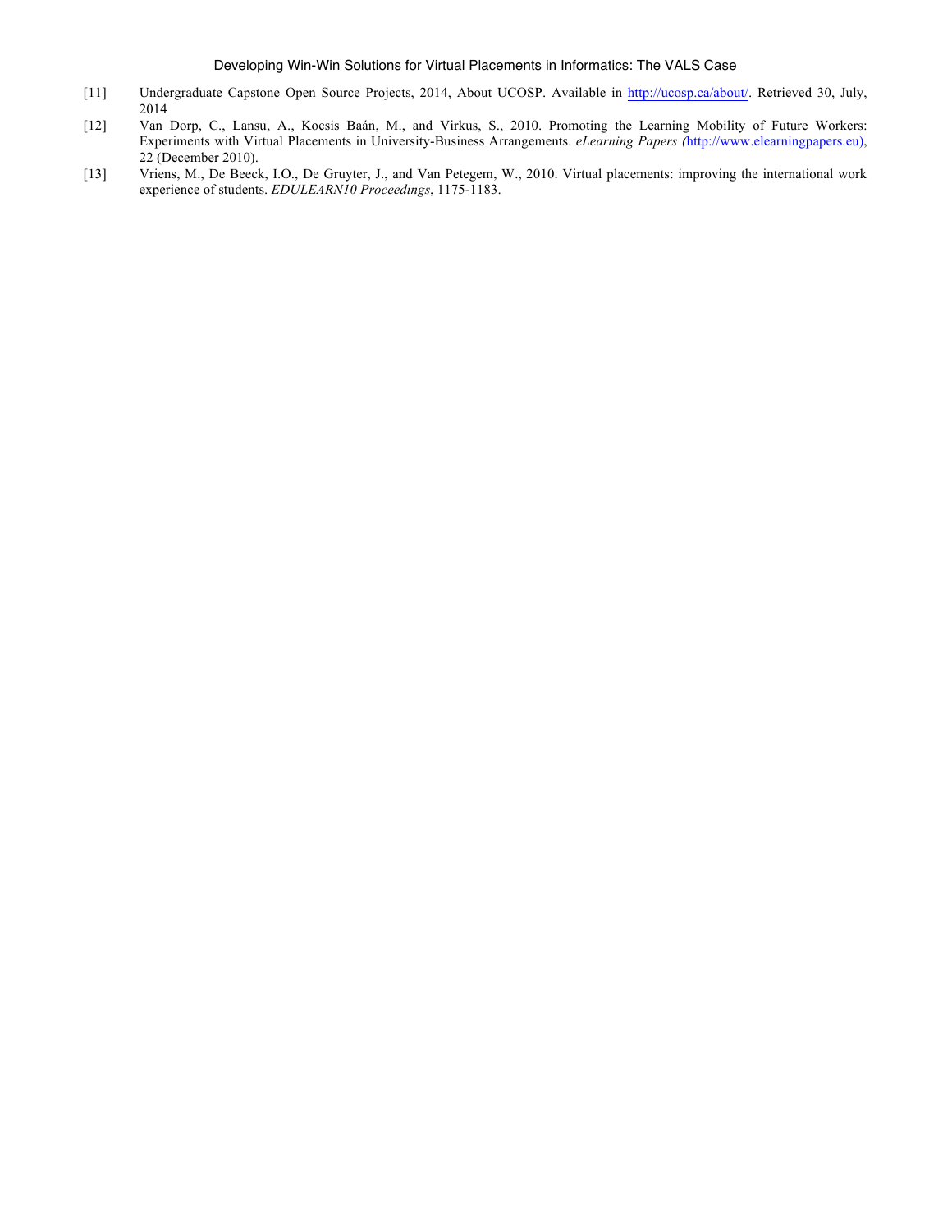[11] Undergraduate Capstone Open Source Projects, 2014, About UCOSP. Available in http://ucosp.ca/about/. Retrieved 30, July, 2014

[12] Van Dorp, C., Lansu, A., Kocsis Baán, M., and Virkus, S., 2010. Promoting the Learning Mobility of Future Workers: Experiments with Virtual Placements in University-Business Arrangements. *eLearning Papers (*http://www.elearningpapers.eu), 22 (December 2010).

[13] Vriens, M., De Beeck, I.O., De Gruyter, J., and Van Petegem, W., 2010. Virtual placements: improving the international work experience of students. *EDULEARN10 Proceedings*, 1175-1183.